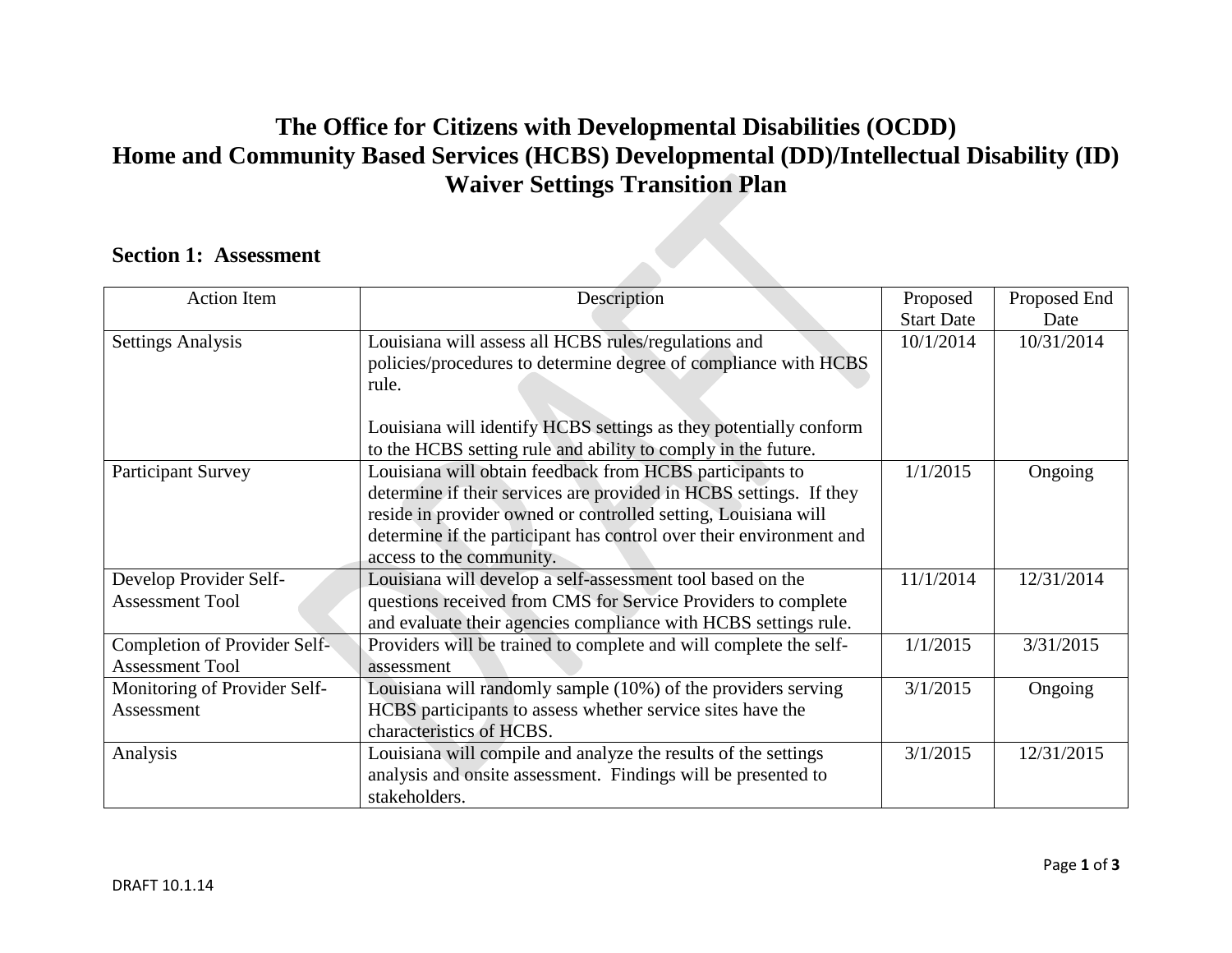# The Office for Citizens with Developmental Disabilities (OCDD)
# Home and Community Based Services (HCBS) Developmental (DD)/Intellectual Disability (ID) Waiver Settings Transition Plan

## Section 1: Assessment

| Action Item | Description | Proposed Start Date | Proposed End Date |
|---|---|---|---|
| Settings Analysis | Louisiana will assess all HCBS rules/regulations and policies/procedures to determine degree of compliance with HCBS rule.<br><br>Louisiana will identify HCBS settings as they potentially conform to the HCBS setting rule and ability to comply in the future. | 10/1/2014 | 10/31/2014 |
| Participant Survey | Louisiana will obtain feedback from HCBS participants to determine if their services are provided in HCBS settings. If they reside in provider owned or controlled setting, Louisiana will determine if the participant has control over their environment and access to the community. | 1/1/2015 | Ongoing |
| Develop Provider Self-Assessment Tool | Louisiana will develop a self-assessment tool based on the questions received from CMS for Service Providers to complete and evaluate their agencies compliance with HCBS settings rule. | 11/1/2014 | 12/31/2014 |
| Completion of Provider Self-Assessment Tool | Providers will be trained to complete and will complete the self-assessment | 1/1/2015 | 3/31/2015 |
| Monitoring of Provider Self-Assessment | Louisiana will randomly sample (10%) of the providers serving HCBS participants to assess whether service sites have the characteristics of HCBS. | 3/1/2015 | Ongoing |
| Analysis | Louisiana will compile and analyze the results of the settings analysis and onsite assessment. Findings will be presented to stakeholders. | 3/1/2015 | 12/31/2015 |

DRAFT 10.1.14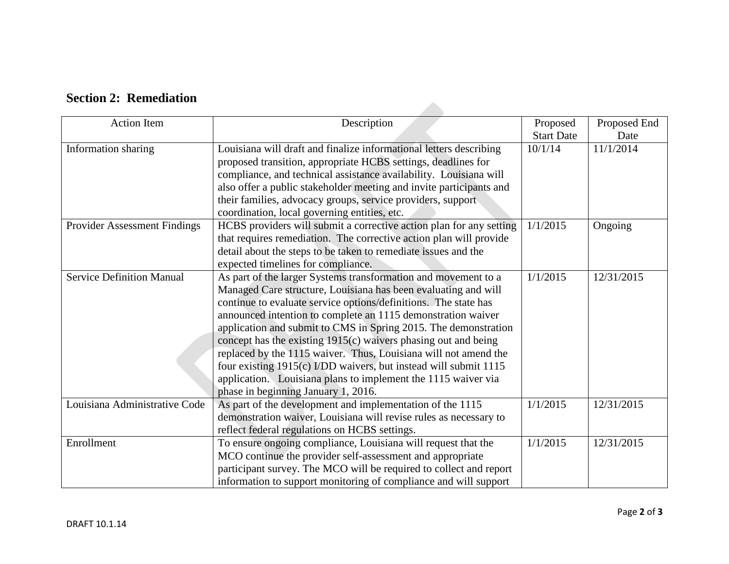## Section 2: Remediation

| Action Item | Description | Proposed Start Date | Proposed End Date |
|---|---|---|---|
| Information sharing | Louisiana will draft and finalize informational letters describing proposed transition, appropriate HCBS settings, deadlines for compliance, and technical assistance availability. Louisiana will also offer a public stakeholder meeting and invite participants and their families, advocacy groups, service providers, support coordination, local governing entities, etc. | 10/1/14 | 11/1/2014 |
| Provider Assessment Findings | HCBS providers will submit a corrective action plan for any setting that requires remediation. The corrective action plan will provide detail about the steps to be taken to remediate issues and the expected timelines for compliance. | 1/1/2015 | Ongoing |
| Service Definition Manual | As part of the larger Systems transformation and movement to a Managed Care structure, Louisiana has been evaluating and will continue to evaluate service options/definitions. The state has announced intention to complete an 1115 demonstration waiver application and submit to CMS in Spring 2015. The demonstration concept has the existing 1915(c) waivers phasing out and being replaced by the 1115 waiver. Thus, Louisiana will not amend the four existing 1915(c) I/DD waivers, but instead will submit 1115 application. Louisiana plans to implement the 1115 waiver via phase in beginning January 1, 2016. | 1/1/2015 | 12/31/2015 |
| Louisiana Administrative Code | As part of the development and implementation of the 1115 demonstration waiver, Louisiana will revise rules as necessary to reflect federal regulations on HCBS settings. | 1/1/2015 | 12/31/2015 |
| Enrollment | To ensure ongoing compliance, Louisiana will request that the MCO continue the provider self-assessment and appropriate participant survey. The MCO will be required to collect and report information to support monitoring of compliance and will support | 1/1/2015 | 12/31/2015 |

DRAFT 10.1.14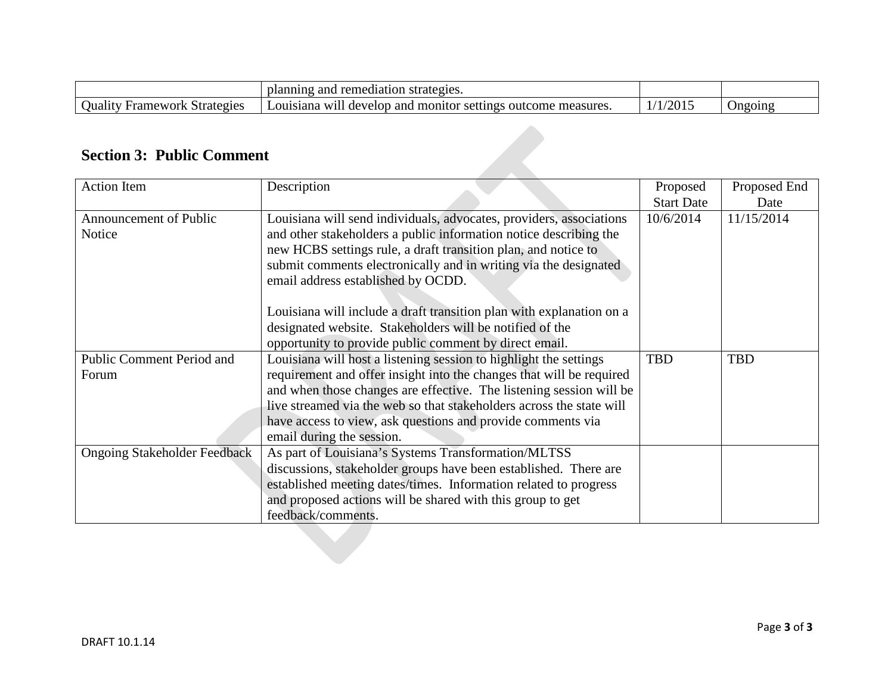| | | | |
|---|---|---|---|
| | planning and remediation strategies. | | |
| Quality Framework Strategies | Louisiana will develop and monitor settings outcome measures. | 1/1/2015 | Ongoing |

## Section 3: Public Comment

| Action Item | Description | Proposed Start Date | Proposed End Date |
|---|---|---|---|
| Announcement of Public Notice | Louisiana will send individuals, advocates, providers, associations and other stakeholders a public information notice describing the new HCBS settings rule, a draft transition plan, and notice to submit comments electronically and in writing via the designated email address established by OCDD.<br><br>Louisiana will include a draft transition plan with explanation on a designated website. Stakeholders will be notified of the opportunity to provide public comment by direct email. | 10/6/2014 | 11/15/2014 |
| Public Comment Period and Forum | Louisiana will host a listening session to highlight the settings requirement and offer insight into the changes that will be required and when those changes are effective. The listening session will be live streamed via the web so that stakeholders across the state will have access to view, ask questions and provide comments via email during the session. | TBD | TBD |
| Ongoing Stakeholder Feedback | As part of Louisiana's Systems Transformation/MLTSS discussions, stakeholder groups have been established. There are established meeting dates/times. Information related to progress and proposed actions will be shared with this group to get feedback/comments. | | |

DRAFT 10.1.14